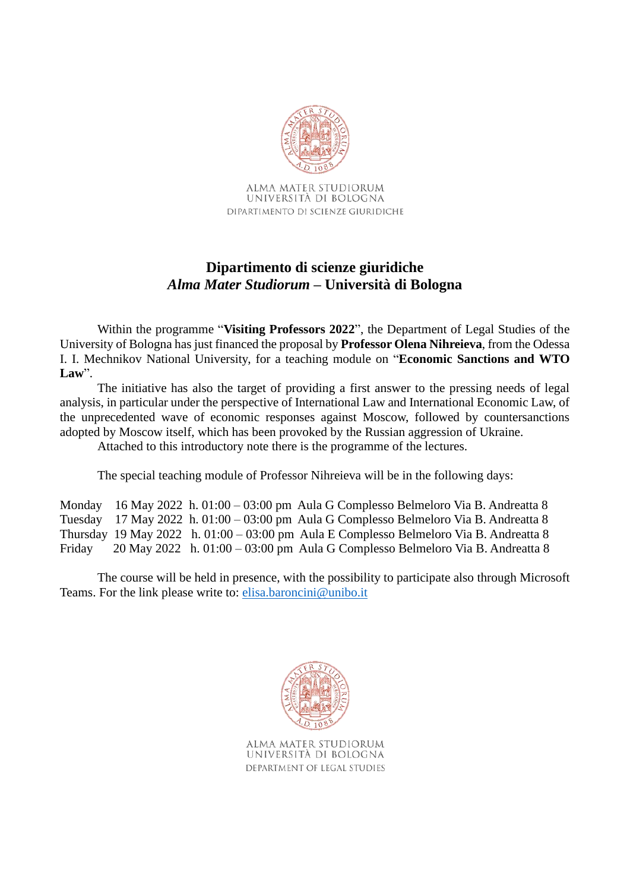ALMA MATER STUDIORUM
UNIVERSITÀ DI BOLOGNA
DIPARTIMENTO DI SCIENZE GIURIDICHE

# Dipartimento di scienze giuridiche
## *Alma Mater Studiorum* – Università di Bologna

Within the programme "**Visiting Professors 2022**", the Department of Legal Studies of the University of Bologna has just financed the proposal by **Professor Olena Nihreieva**, from the Odessa I. I. Mechnikov National University, for a teaching module on "**Economic Sanctions and WTO Law**".

The initiative has also the target of providing a first answer to the pressing needs of legal analysis, in particular under the perspective of International Law and International Economic Law, of the unprecedented wave of economic responses against Moscow, followed by countersanctions adopted by Moscow itself, which has been provoked by the Russian aggression of Ukraine.

Attached to this introductory note there is the programme of the lectures.

The special teaching module of Professor Nihreieva will be in the following days:

| | | | |
|---|---|---|---|
| Monday | 16 May 2022 | h. 01:00 – 03:00 pm | Aula G Complesso Belmeloro Via B. Andreatta 8 |
| Tuesday | 17 May 2022 | h. 01:00 – 03:00 pm | Aula G Complesso Belmeloro Via B. Andreatta 8 |
| Thursday | 19 May 2022 | h. 01:00 – 03:00 pm | Aula E Complesso Belmeloro Via B. Andreatta 8 |
| Friday | 20 May 2022 | h. 01:00 – 03:00 pm | Aula G Complesso Belmeloro Via B. Andreatta 8 |

The course will be held in presence, with the possibility to participate also through Microsoft Teams. For the link please write to: elisa.baroncini@unibo.it

ALMA MATER STUDIORUM
UNIVERSITÀ DI BOLOGNA
DEPARTMENT OF LEGAL STUDIES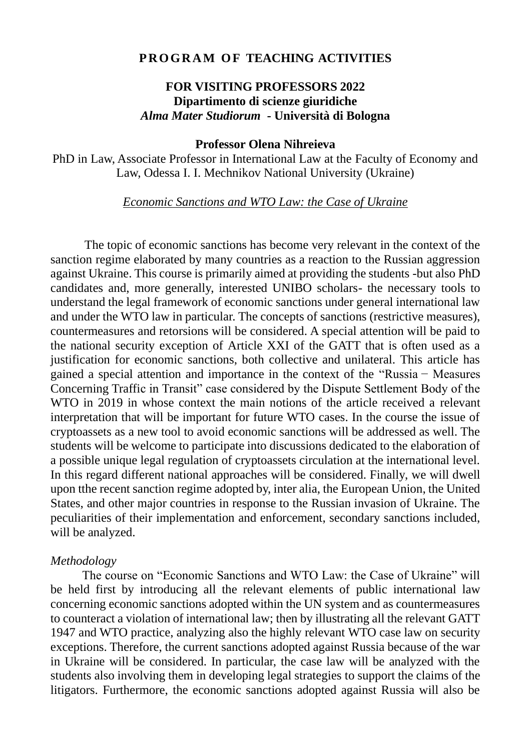**PROGRAM OF TEACHING ACTIVITIES**

**FOR VISITING PROFESSORS 2022**
**Dipartimento di scienze giuridiche**
***Alma Mater Studiorum* - Università di Bologna**

**Professor Olena Nihreieva**

PhD in Law, Associate Professor in International Law at the Faculty of Economy and Law, Odessa I. I. Mechnikov National University (Ukraine)

<u>*Economic Sanctions and WTO Law: the Case of Ukraine*</u>

The topic of economic sanctions has become very relevant in the context of the sanction regime elaborated by many countries as a reaction to the Russian aggression against Ukraine. This course is primarily aimed at providing the students -but also PhD candidates and, more generally, interested UNIBO scholars- the necessary tools to understand the legal framework of economic sanctions under general international law and under the WTO law in particular. The concepts of sanctions (restrictive measures), countermeasures and retorsions will be considered. A special attention will be paid to the national security exception of Article XXI of the GATT that is often used as a justification for economic sanctions, both collective and unilateral. This article has gained a special attention and importance in the context of the "Russia − Measures Concerning Traffic in Transit" case considered by the Dispute Settlement Body of the WTO in 2019 in whose context the main notions of the article received a relevant interpretation that will be important for future WTO cases. In the course the issue of cryptoassets as a new tool to avoid economic sanctions will be addressed as well. The students will be welcome to participate into discussions dedicated to the elaboration of a possible unique legal regulation of cryptoassets circulation at the international level. In this regard different national approaches will be considered. Finally, we will dwell upon tthe recent sanction regime adopted by, inter alia, the European Union, the United States, and other major countries in response to the Russian invasion of Ukraine. The peculiarities of their implementation and enforcement, secondary sanctions included, will be analyzed.

*Methodology*

The course on "Economic Sanctions and WTO Law: the Case of Ukraine" will be held first by introducing all the relevant elements of public international law concerning economic sanctions adopted within the UN system and as countermeasures to counteract a violation of international law; then by illustrating all the relevant GATT 1947 and WTO practice, analyzing also the highly relevant WTO case law on security exceptions. Therefore, the current sanctions adopted against Russia because of the war in Ukraine will be considered. In particular, the case law will be analyzed with the students also involving them in developing legal strategies to support the claims of the litigators. Furthermore, the economic sanctions adopted against Russia will also be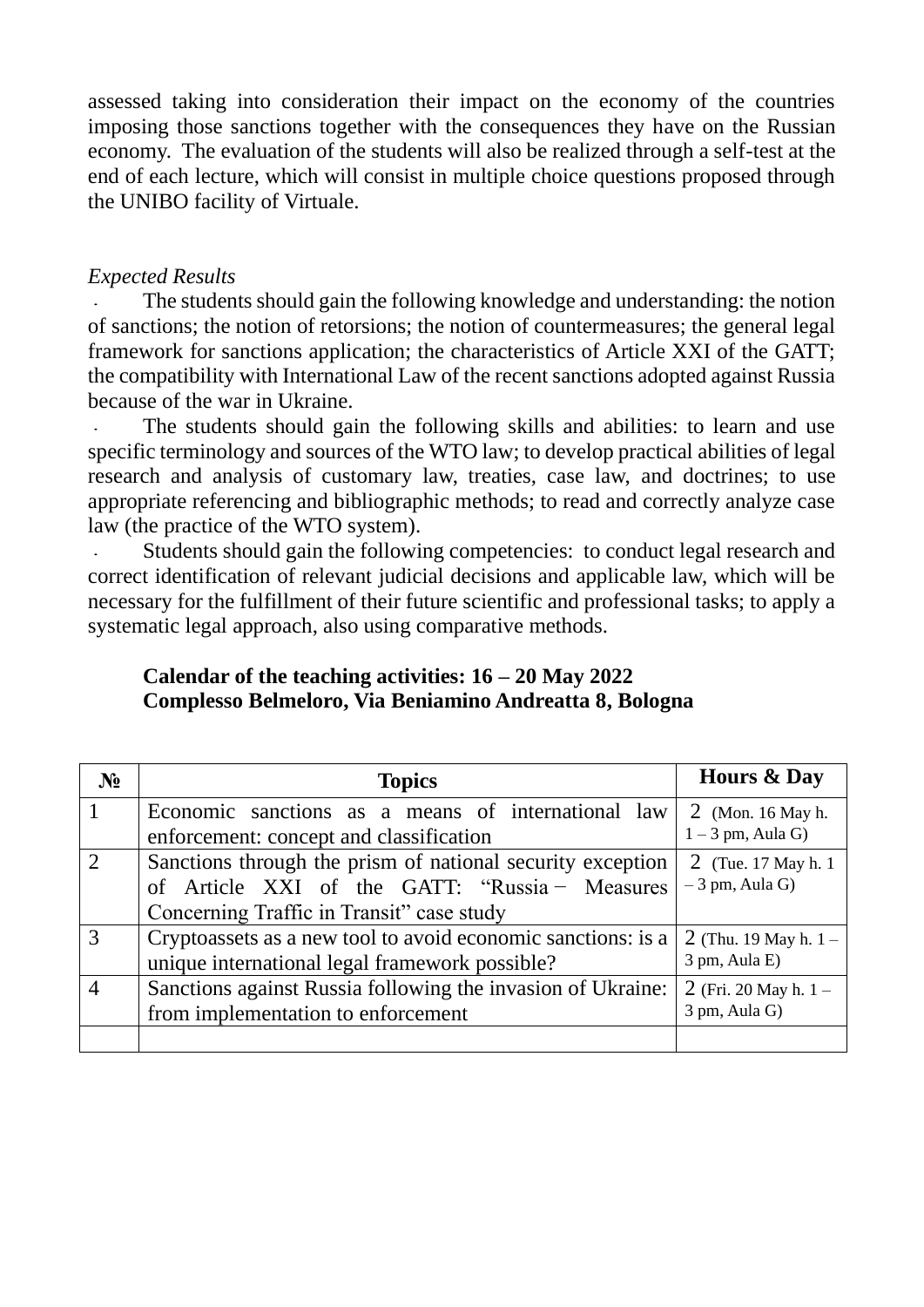assessed taking into consideration their impact on the economy of the countries imposing those sanctions together with the consequences they have on the Russian economy. The evaluation of the students will also be realized through a self-test at the end of each lecture, which will consist in multiple choice questions proposed through the UNIBO facility of Virtuale.

*Expected Results*

- The students should gain the following knowledge and understanding: the notion of sanctions; the notion of retorsions; the notion of countermeasures; the general legal framework for sanctions application; the characteristics of Article XXI of the GATT; the compatibility with International Law of the recent sanctions adopted against Russia because of the war in Ukraine.
- The students should gain the following skills and abilities: to learn and use specific terminology and sources of the WTO law; to develop practical abilities of legal research and analysis of customary law, treaties, case law, and doctrines; to use appropriate referencing and bibliographic methods; to read and correctly analyze case law (the practice of the WTO system).
- Students should gain the following competencies: to conduct legal research and correct identification of relevant judicial decisions and applicable law, which will be necessary for the fulfillment of their future scientific and professional tasks; to apply a systematic legal approach, also using comparative methods.

**Calendar of the teaching activities: 16 – 20 May 2022**
**Complesso Belmeloro, Via Beniamino Andreatta 8, Bologna**

| № | Topics | Hours & Day |
|---|---|---|
| 1 | Economic sanctions as a means of international law enforcement: concept and classification | 2 (Mon. 16 May h. 1 – 3 pm, Aula G) |
| 2 | Sanctions through the prism of national security exception of Article XXI of the GATT: "Russia − Measures Concerning Traffic in Transit" case study | 2 (Tue. 17 May h. 1 – 3 pm, Aula G) |
| 3 | Cryptoassets as a new tool to avoid economic sanctions: is a unique international legal framework possible? | 2 (Thu. 19 May h. 1 – 3 pm, Aula E) |
| 4 | Sanctions against Russia following the invasion of Ukraine: from implementation to enforcement | 2 (Fri. 20 May h. 1 – 3 pm, Aula G) |
| | | |